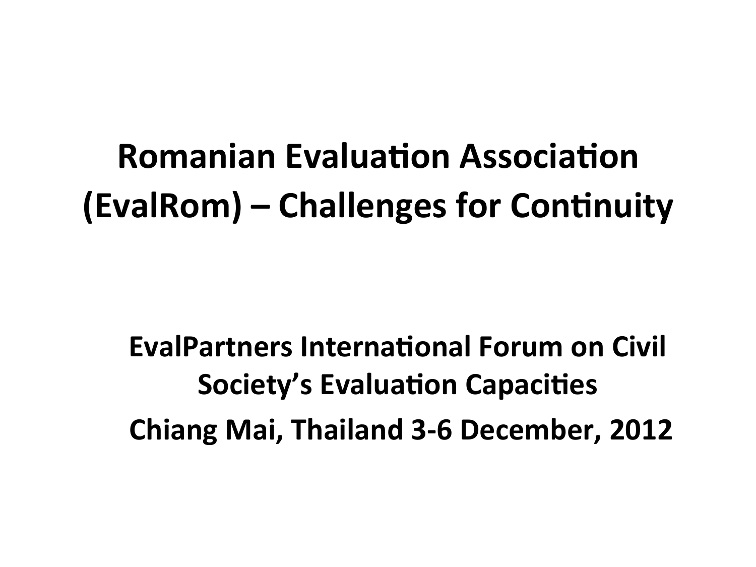# Romanian Evaluation Association (EvalRom) – Challenges for Continuity

**EvalPartners International Forum on Civil Society's Evaluation Capacities**

**Chiang Mai, Thailand 3-6 December, 2012**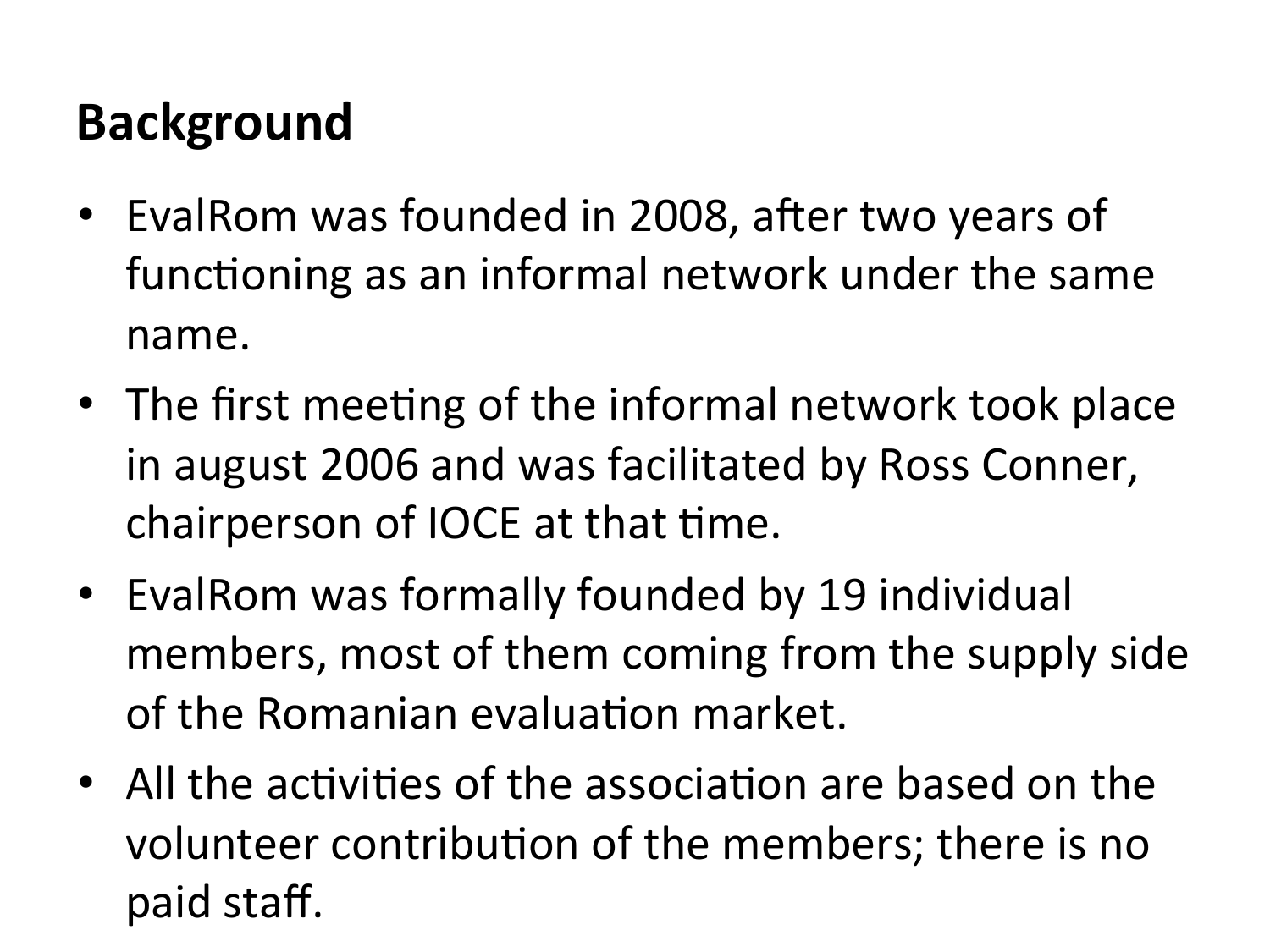## Background

- EvalRom was founded in 2008, after two years of functioning as an informal network under the same name.
- The first meeting of the informal network took place in august 2006 and was facilitated by Ross Conner, chairperson of IOCE at that time.
- EvalRom was formally founded by 19 individual members, most of them coming from the supply side of the Romanian evaluation market.
- All the activities of the association are based on the volunteer contribution of the members; there is no paid staff.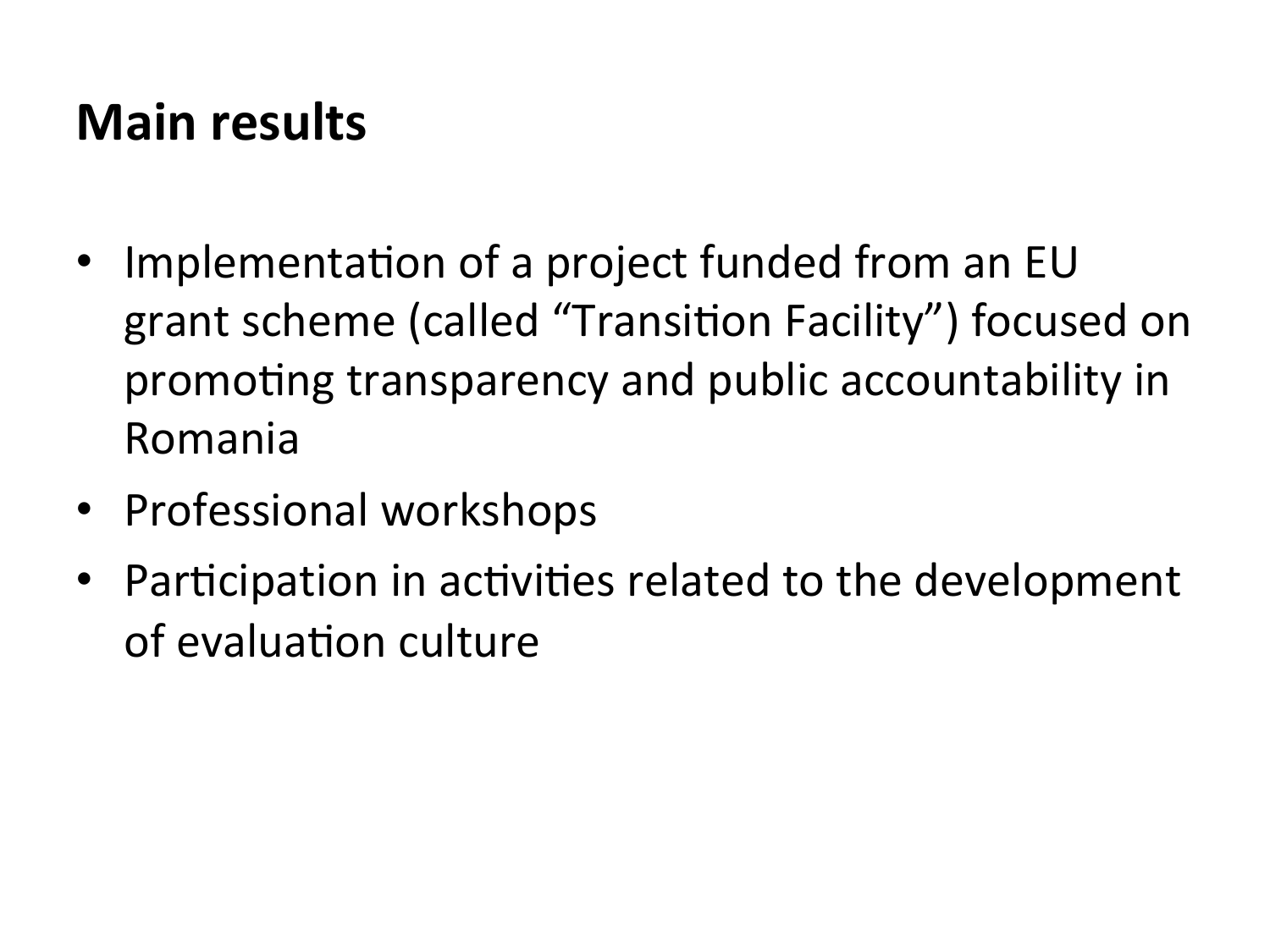## Main results

- Implementation of a project funded from an EU grant scheme (called “Transition Facility”) focused on promoting transparency and public accountability in Romania
- Professional workshops
- Participation in activities related to the development of evaluation culture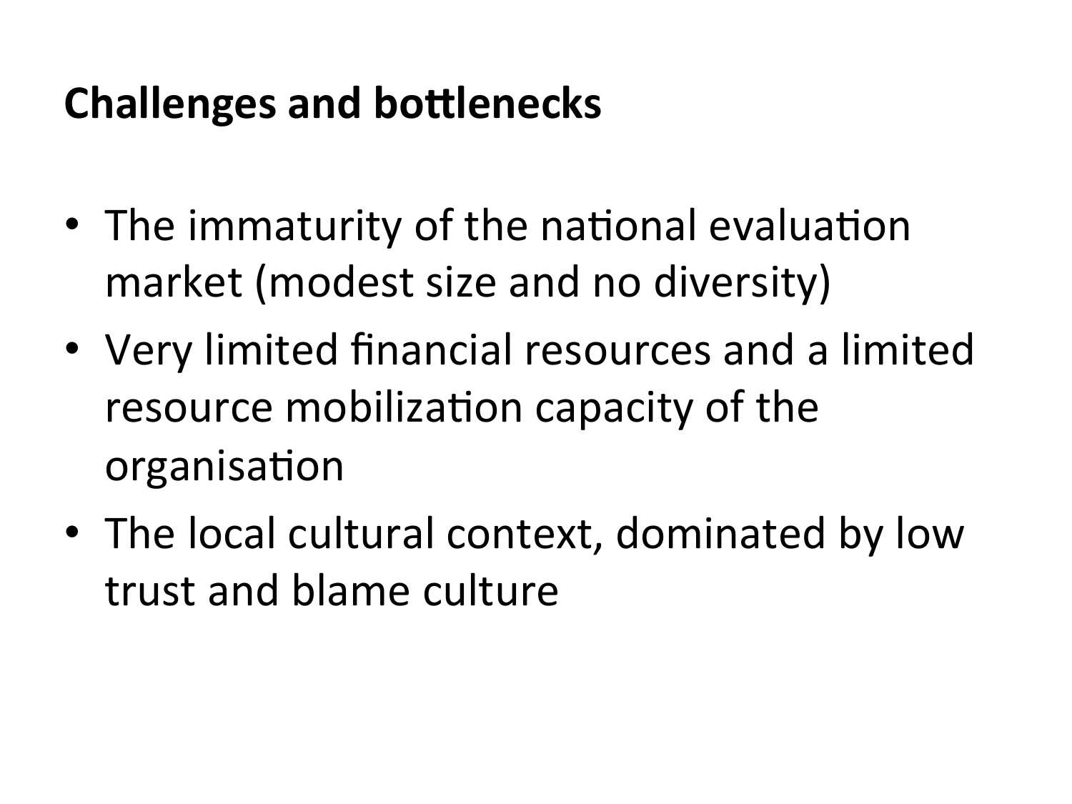## Challenges and bottlenecks

- The immaturity of the national evaluation market (modest size and no diversity)
- Very limited financial resources and a limited resource mobilization capacity of the organisation
- The local cultural context, dominated by low trust and blame culture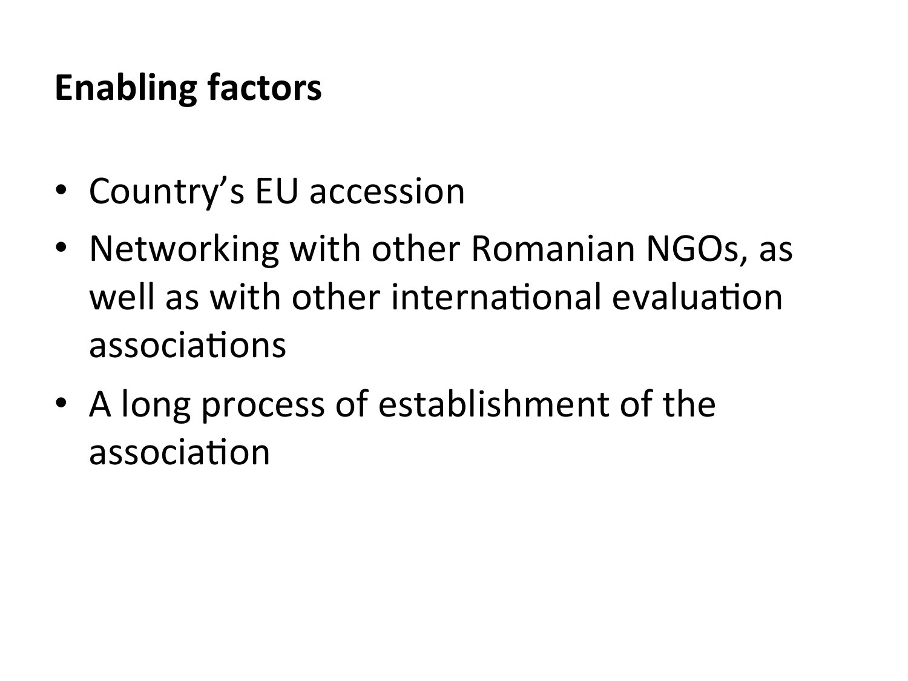## Enabling factors

- Country's EU accession
- Networking with other Romanian NGOs, as well as with other international evaluation associations
- A long process of establishment of the association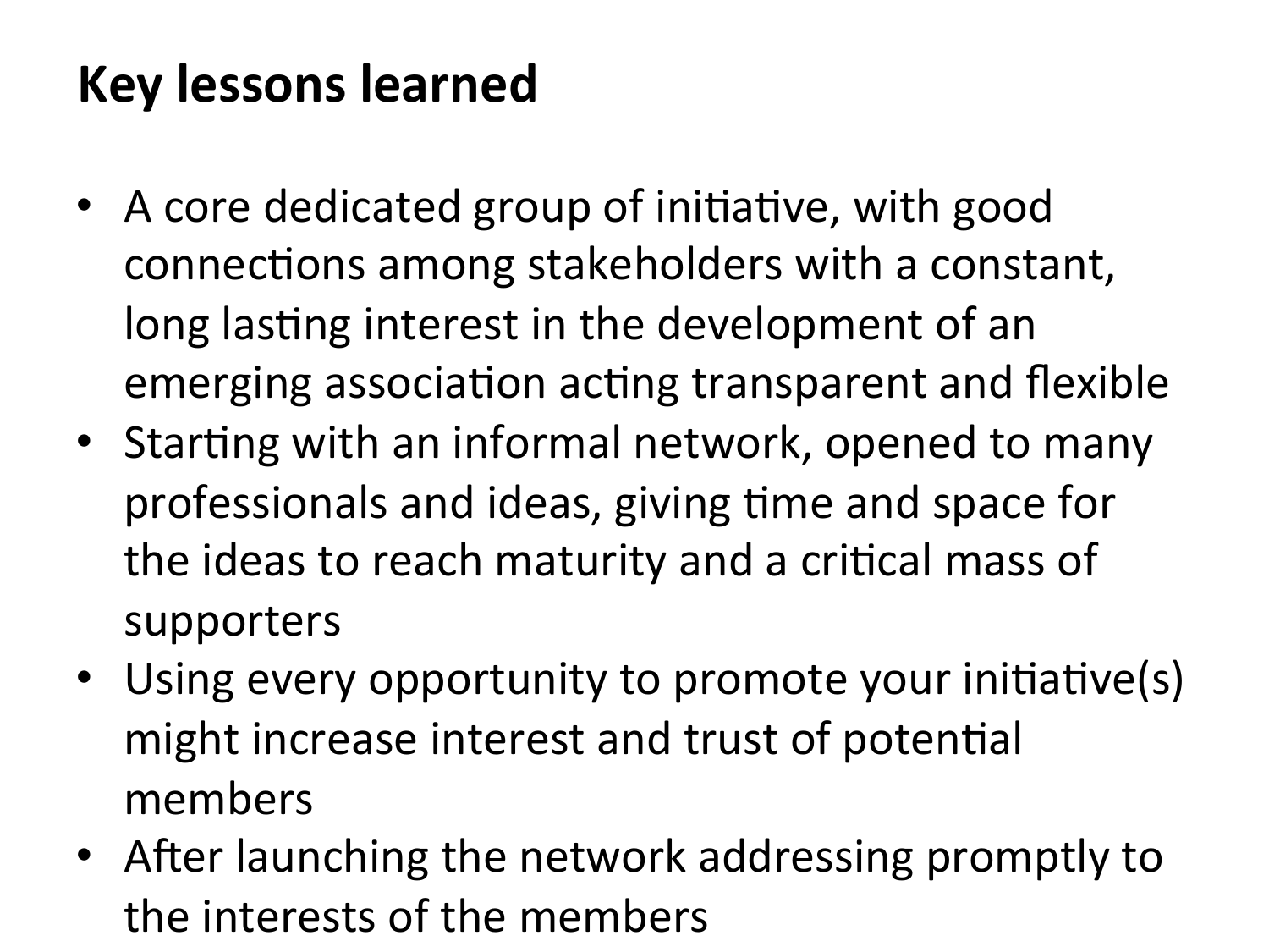# Key lessons learned

- A core dedicated group of initiative, with good connections among stakeholders with a constant, long lasting interest in the development of an emerging association acting transparent and flexible
- Starting with an informal network, opened to many professionals and ideas, giving time and space for the ideas to reach maturity and a critical mass of supporters
- Using every opportunity to promote your initiative(s) might increase interest and trust of potential members
- After launching the network addressing promptly to the interests of the members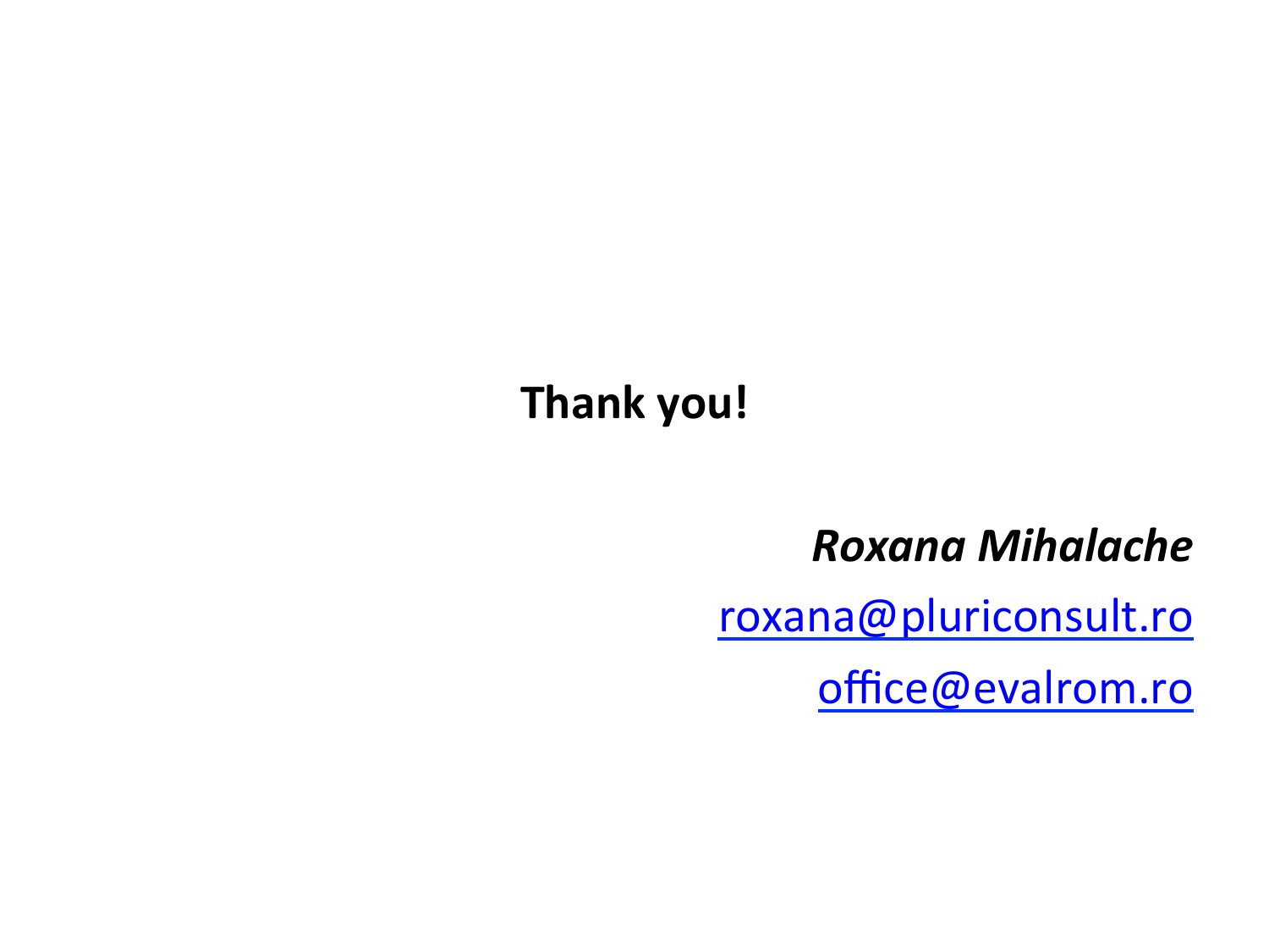**Thank you!**

***Roxana Mihalache***

roxana@pluriconsult.ro

office@evalrom.ro